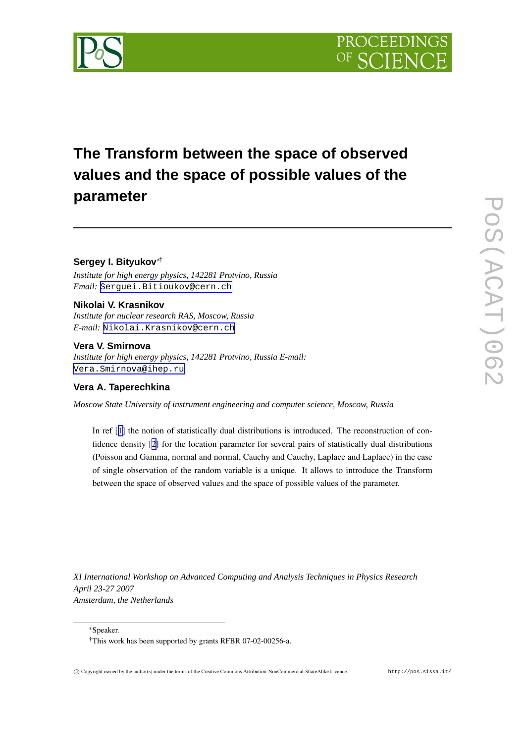# The Transform between the space of observed values and the space of possible values of the parameter

**Sergey I. Bityukov**[*][†]

*Institute for high energy physics, 142281 Protvino, Russia*
*Email:* Serguei.Bitioukov@cern.ch

**Nikolai V. Krasnikov**

*Institute for nuclear research RAS, Moscow, Russia*
*E-mail:* Nikolai.Krasnikov@cern.ch

**Vera V. Smirnova**

*Institute for high energy physics, 142281 Protvino, Russia E-mail:*
Vera.Smirnova@ihep.ru

**Vera A. Taperechkina**

*Moscow State University of instrument engineering and computer science, Moscow, Russia*

In ref [1] the notion of statistically dual distributions is introduced. The reconstruction of confidence density [2] for the location parameter for several pairs of statistically dual distributions (Poisson and Gamma, normal and normal, Cauchy and Cauchy, Laplace and Laplace) in the case of single observation of the random variable is a unique. It allows to introduce the Transform between the space of observed values and the space of possible values of the parameter.

*XI International Workshop on Advanced Computing and Analysis Techniques in Physics Research*
*April 23-27 2007*
*Amsterdam, the Netherlands*

[*]Speaker.

[†]This work has been supported by grants RFBR 07-02-00256-a.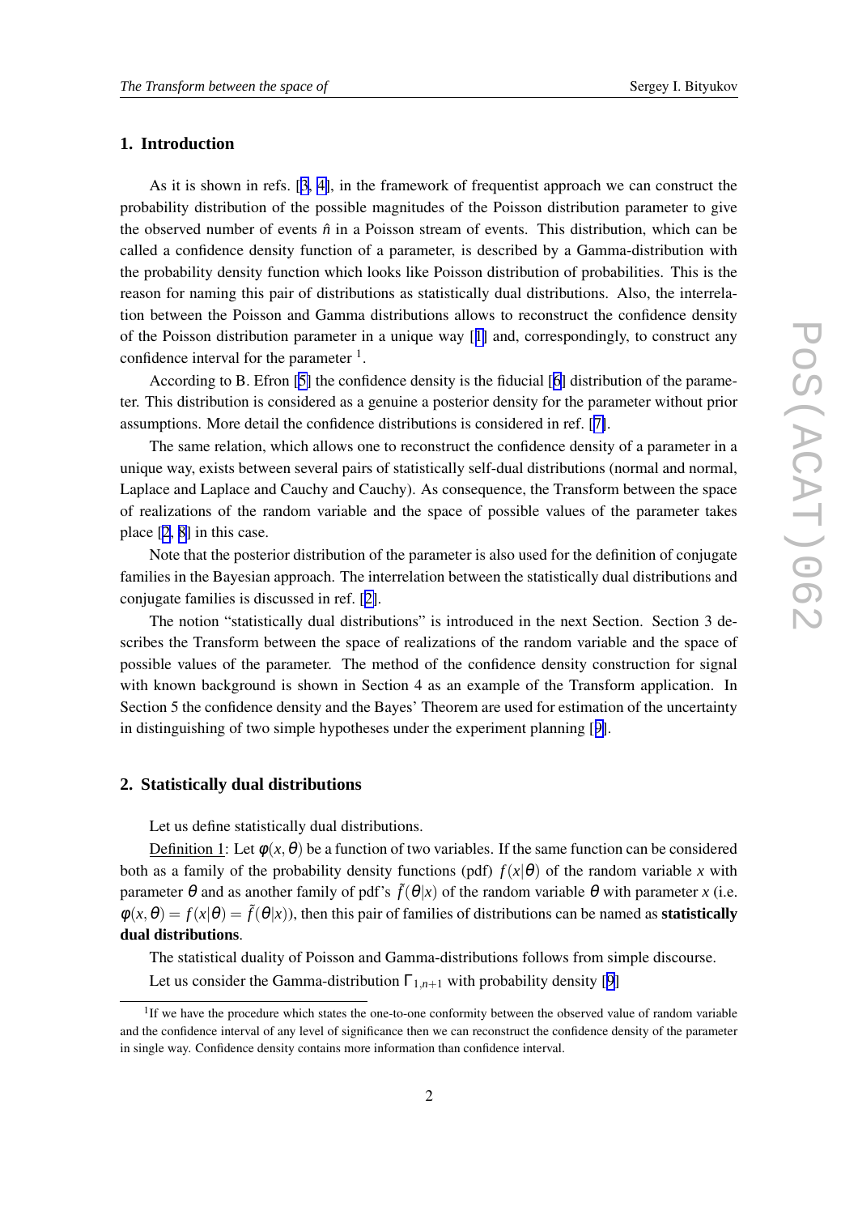## 1. Introduction

As it is shown in refs. [3, 4], in the framework of frequentist approach we can construct the probability distribution of the possible magnitudes of the Poisson distribution parameter to give the observed number of events $\hat{n}$ in a Poisson stream of events. This distribution, which can be called a confidence density function of a parameter, is described by a Gamma-distribution with the probability density function which looks like Poisson distribution of probabilities. This is the reason for naming this pair of distributions as statistically dual distributions. Also, the interrelation between the Poisson and Gamma distributions allows to reconstruct the confidence density of the Poisson distribution parameter in a unique way [1] and, correspondingly, to construct any confidence interval for the parameter [1].

According to B. Efron [5] the confidence density is the fiducial [6] distribution of the parameter. This distribution is considered as a genuine a posterior density for the parameter without prior assumptions. More detail the confidence distributions is considered in ref. [7].

The same relation, which allows one to reconstruct the confidence density of a parameter in a unique way, exists between several pairs of statistically self-dual distributions (normal and normal, Laplace and Laplace and Cauchy and Cauchy). As consequence, the Transform between the space of realizations of the random variable and the space of possible values of the parameter takes place [2, 8] in this case.

Note that the posterior distribution of the parameter is also used for the definition of conjugate families in the Bayesian approach. The interrelation between the statistically dual distributions and conjugate families is discussed in ref. [2].

The notion "statistically dual distributions" is introduced in the next Section. Section 3 describes the Transform between the space of realizations of the random variable and the space of possible values of the parameter. The method of the confidence density construction for signal with known background is shown in Section 4 as an example of the Transform application. In Section 5 the confidence density and the Bayes' Theorem are used for estimation of the uncertainty in distinguishing of two simple hypotheses under the experiment planning [9].

## 2. Statistically dual distributions

Let us define statistically dual distributions.

Definition 1: Let $\varphi(x,\theta)$ be a function of two variables. If the same function can be considered both as a family of the probability density functions (pdf) $f(x|\theta)$ of the random variable $x$ with parameter $\theta$ and as another family of pdf's $\tilde{f}(\theta|x)$ of the random variable $\theta$ with parameter $x$ (i.e. $\varphi(x,\theta) = f(x|\theta) = \tilde{f}(\theta|x)$), then this pair of families of distributions can be named as **statistically dual distributions**.

The statistical duality of Poisson and Gamma-distributions follows from simple discourse.

Let us consider the Gamma-distribution $\Gamma_{1,n+1}$ with probability density [9]

[1] If we have the procedure which states the one-to-one conformity between the observed value of random variable and the confidence interval of any level of significance then we can reconstruct the confidence density of the parameter in single way. Confidence density contains more information than confidence interval.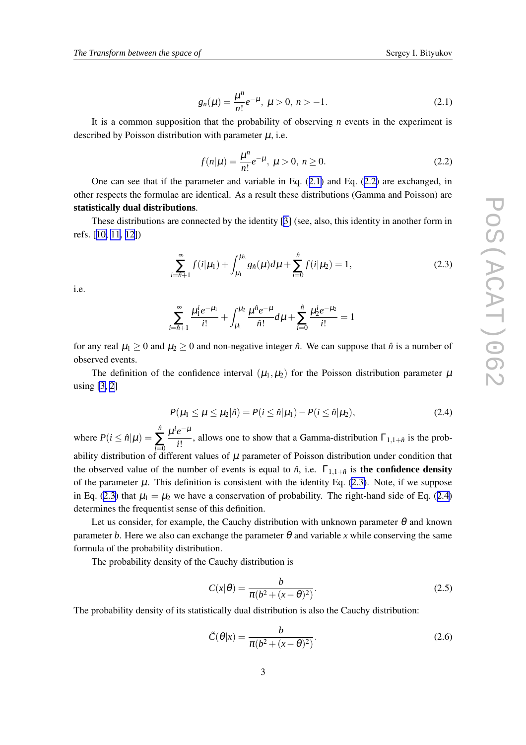$$g_n(\mu) = \frac{\mu^n}{n!} e^{-\mu}, \ \mu > 0, \ n > -1. \tag{2.1}$$

It is a common supposition that the probability of observing $n$ events in the experiment is described by Poisson distribution with parameter $\mu$, i.e.

$$f(n|\mu) = \frac{\mu^n}{n!} e^{-\mu}, \ \mu > 0, \ n \geq 0. \tag{2.2}$$

One can see that if the parameter and variable in Eq. (2.1) and Eq. (2.2) are exchanged, in other respects the formulae are identical. As a result these distributions (Gamma and Poisson) are **statistically dual distributions**.

These distributions are connected by the identity [3] (see, also, this identity in another form in refs. [10, 11, 12])

$$\sum_{i=\hat{n}+1}^{\infty} f(i|\mu_1) + \int_{\mu_1}^{\mu_2} g_{\hat{n}}(\mu) d\mu + \sum_{i=0}^{\hat{n}} f(i|\mu_2) = 1, \tag{2.3}$$

i.e.

$$\sum_{i=\hat{n}+1}^{\infty} \frac{\mu_1^i e^{-\mu_1}}{i!} + \int_{\mu_1}^{\mu_2} \frac{\mu^{\hat{n}} e^{-\mu}}{\hat{n}!} d\mu + \sum_{i=0}^{\hat{n}} \frac{\mu_2^i e^{-\mu_2}}{i!} = 1$$

for any real $\mu_1 \geq 0$ and $\mu_2 \geq 0$ and non-negative integer $\hat{n}$. We can suppose that $\hat{n}$ is a number of observed events.

The definition of the confidence interval $(\mu_1, \mu_2)$ for the Poisson distribution parameter $\mu$ using [3, 2]

$$P(\mu_1 \leq \mu \leq \mu_2 | \hat{n}) = P(i \leq \hat{n} | \mu_1) - P(i \leq \hat{n} | \mu_2), \tag{2.4}$$

where $P(i \leq \hat{n}|\mu) = \sum_{i=0}^{\hat{n}} \frac{\mu^i e^{-\mu}}{i!}$, allows one to show that a Gamma-distribution $\Gamma_{1,1+\hat{n}}$ is the probability distribution of different values of $\mu$ parameter of Poisson distribution under condition that the observed value of the number of events is equal to $\hat{n}$, i.e. $\Gamma_{1,1+\hat{n}}$ is **the confidence density** of the parameter $\mu$. This definition is consistent with the identity Eq. (2.3). Note, if we suppose in Eq. (2.3) that $\mu_1 = \mu_2$ we have a conservation of probability. The right-hand side of Eq. (2.4) determines the frequentist sense of this definition.

Let us consider, for example, the Cauchy distribution with unknown parameter $\theta$ and known parameter $b$. Here we also can exchange the parameter $\theta$ and variable $x$ while conserving the same formula of the probability distribution.

The probability density of the Cauchy distribution is

$$C(x|\theta) = \frac{b}{\pi(b^2 + (x-\theta)^2)}. \tag{2.5}$$

The probability density of its statistically dual distribution is also the Cauchy distribution:

$$\tilde{C}(\theta|x) = \frac{b}{\pi(b^2 + (x-\theta)^2)}. \tag{2.6}$$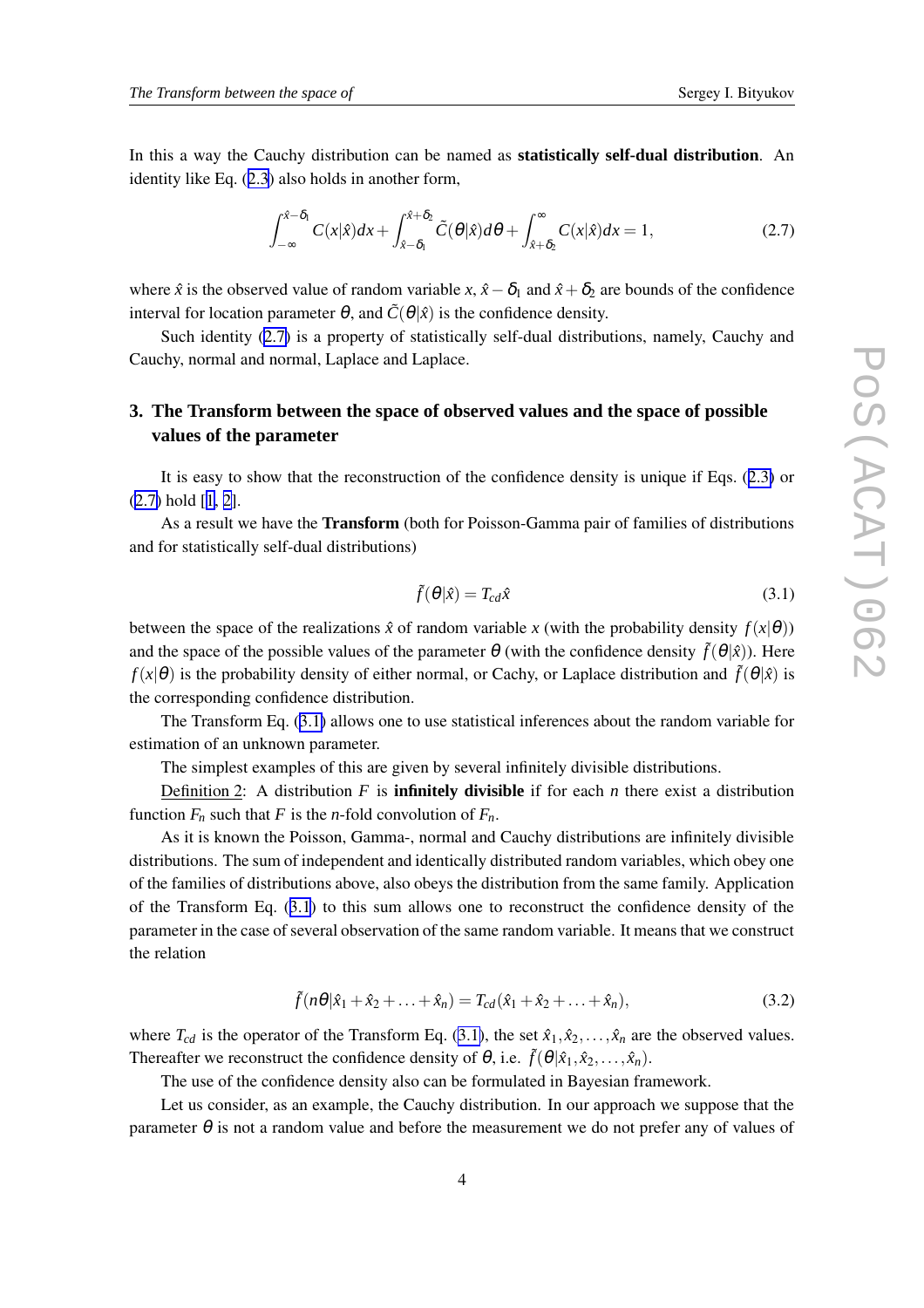In this a way the Cauchy distribution can be named as **statistically self-dual distribution**. An identity like Eq. (2.3) also holds in another form,

$$\int_{-\infty}^{\hat{x}-\delta_1} C(x|\hat{x})dx + \int_{\hat{x}-\delta_1}^{\hat{x}+\delta_2} \tilde{C}(\theta|\hat{x})d\theta + \int_{\hat{x}+\delta_2}^{\infty} C(x|\hat{x})dx = 1, \tag{2.7}$$

where $\hat{x}$ is the observed value of random variable $x$, $\hat{x}-\delta_1$ and $\hat{x}+\delta_2$ are bounds of the confidence interval for location parameter $\theta$, and $\tilde{C}(\theta|\hat{x})$ is the confidence density.

Such identity (2.7) is a property of statistically self-dual distributions, namely, Cauchy and Cauchy, normal and normal, Laplace and Laplace.

## 3. The Transform between the space of observed values and the space of possible values of the parameter

It is easy to show that the reconstruction of the confidence density is unique if Eqs. (2.3) or (2.7) hold [1, 2].

As a result we have the **Transform** (both for Poisson-Gamma pair of families of distributions and for statistically self-dual distributions)

$$\tilde{f}(\theta|\hat{x}) = T_{cd}\hat{x} \tag{3.1}$$

between the space of the realizations $\hat{x}$ of random variable $x$ (with the probability density $f(x|\theta)$) and the space of the possible values of the parameter $\theta$ (with the confidence density $\tilde{f}(\theta|\hat{x})$). Here $f(x|\theta)$ is the probability density of either normal, or Cachy, or Laplace distribution and $\tilde{f}(\theta|\hat{x})$ is the corresponding confidence distribution.

The Transform Eq. (3.1) allows one to use statistical inferences about the random variable for estimation of an unknown parameter.

The simplest examples of this are given by several infinitely divisible distributions.

Definition 2: A distribution $F$ is **infinitely divisible** if for each $n$ there exist a distribution function $F_n$ such that $F$ is the $n$-fold convolution of $F_n$.

As it is known the Poisson, Gamma-, normal and Cauchy distributions are infinitely divisible distributions. The sum of independent and identically distributed random variables, which obey one of the families of distributions above, also obeys the distribution from the same family. Application of the Transform Eq. (3.1) to this sum allows one to reconstruct the confidence density of the parameter in the case of several observation of the same random variable. It means that we construct the relation

$$\tilde{f}(n\theta|\hat{x}_1 + \hat{x}_2 + \ldots + \hat{x}_n) = T_{cd}(\hat{x}_1 + \hat{x}_2 + \ldots + \hat{x}_n), \tag{3.2}$$

where $T_{cd}$ is the operator of the Transform Eq. (3.1), the set $\hat{x}_1, \hat{x}_2, \ldots, \hat{x}_n$ are the observed values. Thereafter we reconstruct the confidence density of $\theta$, i.e. $\tilde{f}(\theta|\hat{x}_1, \hat{x}_2, \ldots, \hat{x}_n)$.

The use of the confidence density also can be formulated in Bayesian framework.

Let us consider, as an example, the Cauchy distribution. In our approach we suppose that the parameter $\theta$ is not a random value and before the measurement we do not prefer any of values of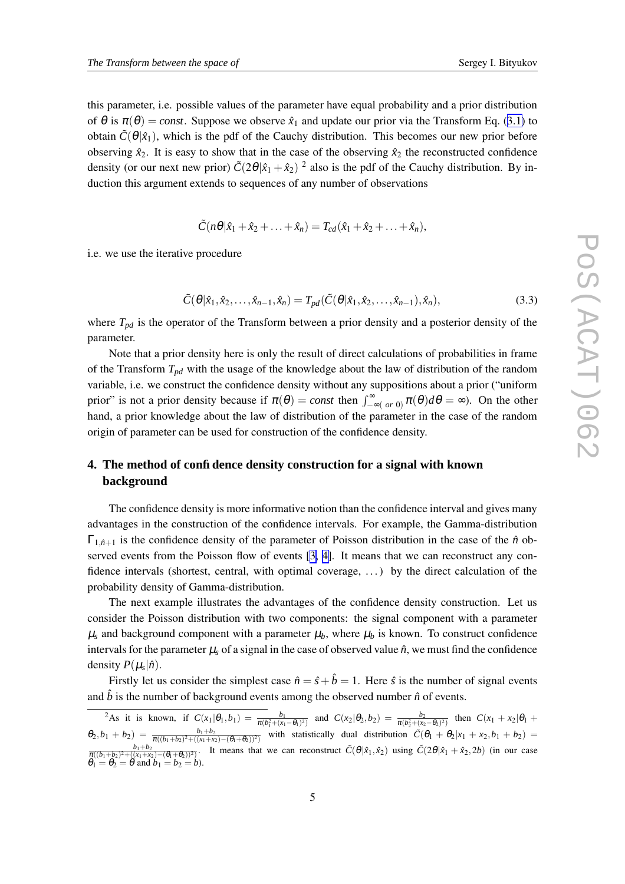this parameter, i.e. possible values of the parameter have equal probability and a prior distribution of $\theta$ is $\pi(\theta) = const$. Suppose we observe $\hat{x}_1$ and update our prior via the Transform Eq. (3.1) to obtain $\tilde{C}(\theta|\hat{x}_1)$, which is the pdf of the Cauchy distribution. This becomes our new prior before observing $\hat{x}_2$. It is easy to show that in the case of the observing $\hat{x}_2$ the reconstructed confidence density (or our next new prior) $\tilde{C}(2\theta|\hat{x}_1+\hat{x}_2)$ [2] also is the pdf of the Cauchy distribution. By induction this argument extends to sequences of any number of observations

$$\tilde{C}(n\theta|\hat{x}_1+\hat{x}_2+\ldots+\hat{x}_n) = T_{cd}(\hat{x}_1+\hat{x}_2+\ldots+\hat{x}_n),$$

i.e. we use the iterative procedure

$$\tilde{C}(\theta|\hat{x}_1,\hat{x}_2,\ldots,\hat{x}_{n-1},\hat{x}_n) = T_{pd}(\tilde{C}(\theta|\hat{x}_1,\hat{x}_2,\ldots,\hat{x}_{n-1}),\hat{x}_n), \tag{3.3}$$

where $T_{pd}$ is the operator of the Transform between a prior density and a posterior density of the parameter.

Note that a prior density here is only the result of direct calculations of probabilities in frame of the Transform $T_{pd}$ with the usage of the knowledge about the law of distribution of the random variable, i.e. we construct the confidence density without any suppositions about a prior ("uniform prior" is not a prior density because if $\pi(\theta) = const$ then $\int_{-\infty(\ or\ 0)}^{\infty}\pi(\theta)d\theta = \infty$). On the other hand, a prior knowledge about the law of distribution of the parameter in the case of the random origin of parameter can be used for construction of the confidence density.

## 4. The method of confidence density construction for a signal with known background

The confidence density is more informative notion than the confidence interval and gives many advantages in the construction of the confidence intervals. For example, the Gamma-distribution $\Gamma_{1,\hat{n}+1}$ is the confidence density of the parameter of Poisson distribution in the case of the $\hat{n}$ observed events from the Poisson flow of events [3, 4]. It means that we can reconstruct any confidence intervals (shortest, central, with optimal coverage, ...) by the direct calculation of the probability density of Gamma-distribution.

The next example illustrates the advantages of the confidence density construction. Let us consider the Poisson distribution with two components: the signal component with a parameter $\mu_s$ and background component with a parameter $\mu_b$, where $\mu_b$ is known. To construct confidence intervals for the parameter $\mu_s$ of a signal in the case of observed value $\hat{n}$, we must find the confidence density $P(\mu_s|\hat{n})$.

Firstly let us consider the simplest case $\hat{n} = \hat{s}+\hat{b} = 1$. Here $\hat{s}$ is the number of signal events and $\hat{b}$ is the number of background events among the observed number $\hat{n}$ of events.

---

[2] As it is known, if $C(x_1|\theta_1,b_1) = \frac{b_1}{\pi(b_1^2+(x_1-\theta_1)^2)}$ and $C(x_2|\theta_2,b_2) = \frac{b_2}{\pi(b_2^2+(x_2-\theta_2)^2)}$ then $C(x_1+x_2|\theta_1+\theta_2,b_1+b_2) = \frac{b_1+b_2}{\pi((b_1+b_2)^2+((x_1+x_2)-(\theta_1+\theta_2))^2)}$ with statistically dual distribution $\tilde{C}(\theta_1+\theta_2|x_1+x_2,b_1+b_2) = \frac{b_1+b_2}{\pi((b_1+b_2)^2+((x_1+x_2)-(\theta_1+\theta_2))^2)}$. It means that we can reconstruct $\tilde{C}(\theta|\hat{x}_1,\hat{x}_2)$ using $\tilde{C}(2\theta|\hat{x}_1+\hat{x}_2,2b)$ (in our case $\theta_1=\theta_2=\theta$ and $b_1=b_2=b$).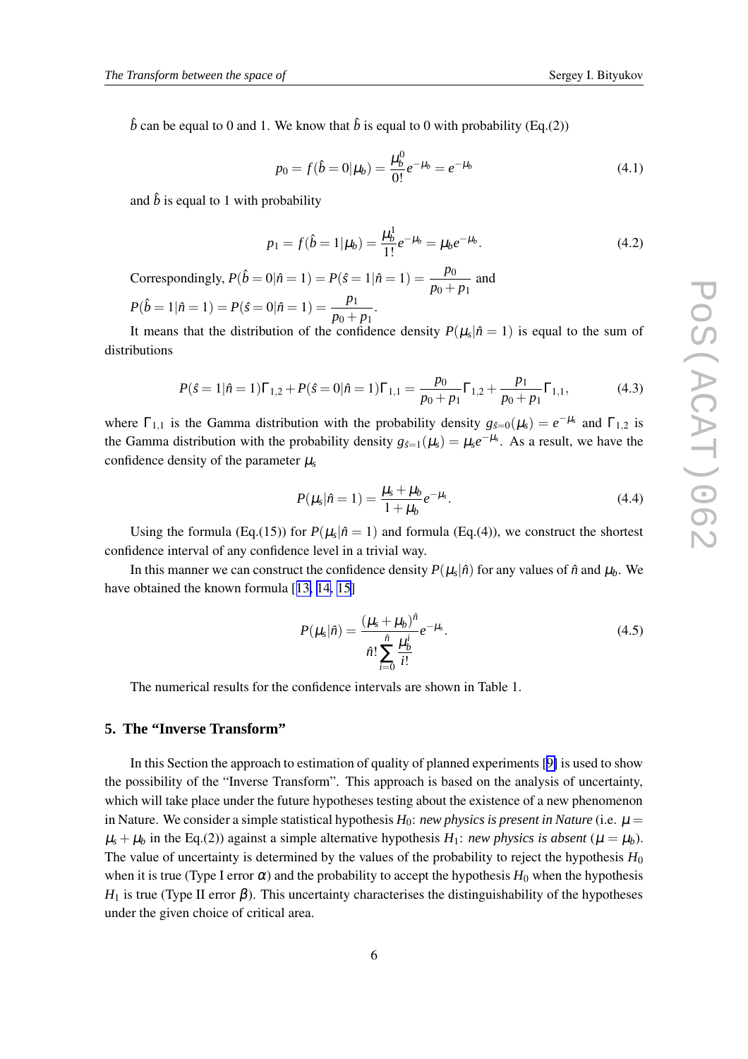$\hat{b}$ can be equal to 0 and 1. We know that $\hat{b}$ is equal to 0 with probability (Eq.(2))

$$p_0 = f(\hat{b} = 0|\mu_b) = \frac{\mu_b^0}{0!} e^{-\mu_b} = e^{-\mu_b} \tag{4.1}$$

and $\hat{b}$ is equal to 1 with probability

$$p_1 = f(\hat{b} = 1|\mu_b) = \frac{\mu_b^1}{1!} e^{-\mu_b} = \mu_b e^{-\mu_b}. \tag{4.2}$$

Correspondingly, $P(\hat{b} = 0|\hat{n} = 1) = P(\hat{s} = 1|\hat{n} = 1) = \dfrac{p_0}{p_0 + p_1}$ and $P(\hat{b} = 1|\hat{n} = 1) = P(\hat{s} = 0|\hat{n} = 1) = \dfrac{p_1}{p_0 + p_1}$.

It means that the distribution of the confidence density $P(\mu_s|\hat{n} = 1)$ is equal to the sum of distributions

$$P(\hat{s} = 1|\hat{n} = 1)\Gamma_{1,2} + P(\hat{s} = 0|\hat{n} = 1)\Gamma_{1,1} = \frac{p_0}{p_0 + p_1}\Gamma_{1,2} + \frac{p_1}{p_0 + p_1}\Gamma_{1,1}, \tag{4.3}$$

where $\Gamma_{1,1}$ is the Gamma distribution with the probability density $g_{\hat{s}=0}(\mu_s) = e^{-\mu_s}$ and $\Gamma_{1,2}$ is the Gamma distribution with the probability density $g_{\hat{s}=1}(\mu_s) = \mu_s e^{-\mu_s}$. As a result, we have the confidence density of the parameter $\mu_s$

$$P(\mu_s|\hat{n} = 1) = \frac{\mu_s + \mu_b}{1 + \mu_b} e^{-\mu_s}. \tag{4.4}$$

Using the formula (Eq.(15)) for $P(\mu_s|\hat{n} = 1)$ and formula (Eq.(4)), we construct the shortest confidence interval of any confidence level in a trivial way.

In this manner we can construct the confidence density $P(\mu_s|\hat{n})$ for any values of $\hat{n}$ and $\mu_b$. We have obtained the known formula [13, 14, 15]

$$P(\mu_s|\hat{n}) = \frac{(\mu_s + \mu_b)^{\hat{n}}}{\hat{n}! \sum\limits_{i=0}^{\hat{n}} \frac{\mu_b^i}{i!}} e^{-\mu_s}. \tag{4.5}$$

The numerical results for the confidence intervals are shown in Table 1.

## 5. The "Inverse Transform"

In this Section the approach to estimation of quality of planned experiments [9] is used to show the possibility of the "Inverse Transform". This approach is based on the analysis of uncertainty, which will take place under the future hypotheses testing about the existence of a new phenomenon in Nature. We consider a simple statistical hypothesis $H_0$: *new physics is present in Nature* (i.e. $\mu = \mu_s + \mu_b$ in the Eq.(2)) against a simple alternative hypothesis $H_1$: *new physics is absent* ($\mu = \mu_b$). The value of uncertainty is determined by the values of the probability to reject the hypothesis $H_0$ when it is true (Type I error $\alpha$) and the probability to accept the hypothesis $H_0$ when the hypothesis $H_1$ is true (Type II error $\beta$). This uncertainty characterises the distinguishability of the hypotheses under the given choice of critical area.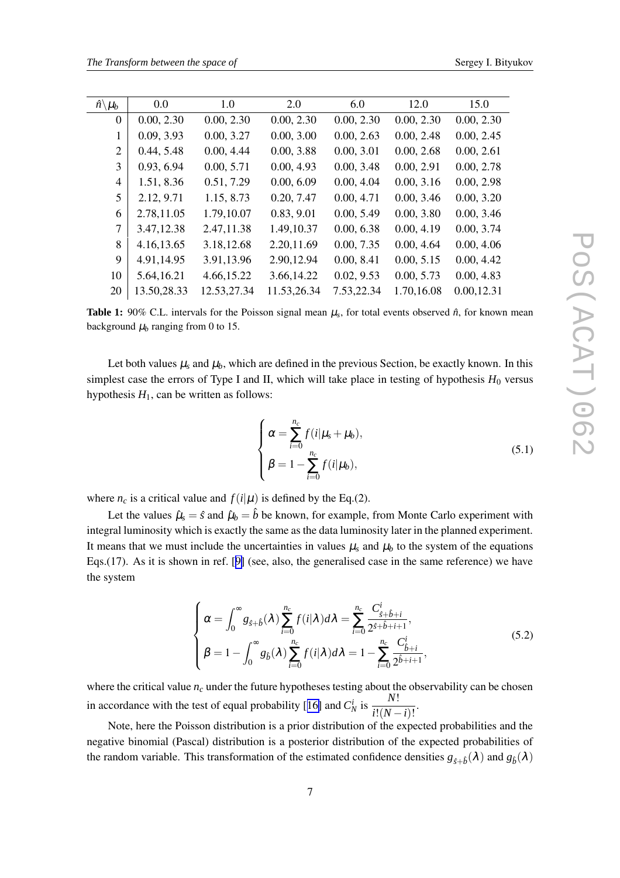| $\hat{n}\backslash\mu_b$ | 0.0 | 1.0 | 2.0 | 6.0 | 12.0 | 15.0 |
|---|---|---|---|---|---|---|
| 0 | 0.00, 2.30 | 0.00, 2.30 | 0.00, 2.30 | 0.00, 2.30 | 0.00, 2.30 | 0.00, 2.30 |
| 1 | 0.09, 3.93 | 0.00, 3.27 | 0.00, 3.00 | 0.00, 2.63 | 0.00, 2.48 | 0.00, 2.45 |
| 2 | 0.44, 5.48 | 0.00, 4.44 | 0.00, 3.88 | 0.00, 3.01 | 0.00, 2.68 | 0.00, 2.61 |
| 3 | 0.93, 6.94 | 0.00, 5.71 | 0.00, 4.93 | 0.00, 3.48 | 0.00, 2.91 | 0.00, 2.78 |
| 4 | 1.51, 8.36 | 0.51, 7.29 | 0.00, 6.09 | 0.00, 4.04 | 0.00, 3.16 | 0.00, 2.98 |
| 5 | 2.12, 9.71 | 1.15, 8.73 | 0.20, 7.47 | 0.00, 4.71 | 0.00, 3.46 | 0.00, 3.20 |
| 6 | 2.78,11.05 | 1.79,10.07 | 0.83, 9.01 | 0.00, 5.49 | 0.00, 3.80 | 0.00, 3.46 |
| 7 | 3.47,12.38 | 2.47,11.38 | 1.49,10.37 | 0.00, 6.38 | 0.00, 4.19 | 0.00, 3.74 |
| 8 | 4.16,13.65 | 3.18,12.68 | 2.20,11.69 | 0.00, 7.35 | 0.00, 4.64 | 0.00, 4.06 |
| 9 | 4.91,14.95 | 3.91,13.96 | 2.90,12.94 | 0.00, 8.41 | 0.00, 5.15 | 0.00, 4.42 |
| 10 | 5.64,16.21 | 4.66,15.22 | 3.66,14.22 | 0.02, 9.53 | 0.00, 5.73 | 0.00, 4.83 |
| 20 | 13.50,28.33 | 12.53,27.34 | 11.53,26.34 | 7.53,22.34 | 1.70,16.08 | 0.00,12.31 |

**Table 1:** 90% C.L. intervals for the Poisson signal mean $\mu_s$, for total events observed $\hat{n}$, for known mean background $\mu_b$ ranging from 0 to 15.

Let both values $\mu_s$ and $\mu_b$, which are defined in the previous Section, be exactly known. In this simplest case the errors of Type I and II, which will take place in testing of hypothesis $H_0$ versus hypothesis $H_1$, can be written as follows:

$$
\begin{cases}
\alpha = \displaystyle\sum_{i=0}^{n_c} f(i|\mu_s + \mu_b), \\
\beta = 1 - \displaystyle\sum_{i=0}^{n_c} f(i|\mu_b),
\end{cases}
\tag{5.1}
$$

where $n_c$ is a critical value and $f(i|\mu)$ is defined by the Eq.(2).

Let the values $\hat{\mu}_s = \hat{s}$ and $\hat{\mu}_b = \hat{b}$ be known, for example, from Monte Carlo experiment with integral luminosity which is exactly the same as the data luminosity later in the planned experiment. It means that we must include the uncertainties in values $\mu_s$ and $\mu_b$ to the system of the equations Eqs.(17). As it is shown in ref. [9] (see, also, the generalised case in the same reference) we have the system

$$
\begin{cases}
\alpha = \displaystyle\int_0^\infty g_{\hat{s}+\hat{b}}(\lambda) \sum_{i=0}^{n_c} f(i|\lambda) d\lambda = \sum_{i=0}^{n_c} \frac{C^i_{\hat{s}+\hat{b}+i}}{2^{\hat{s}+\hat{b}+i+1}}, \\
\beta = 1 - \displaystyle\int_0^\infty g_{\hat{b}}(\lambda) \sum_{i=0}^{n_c} f(i|\lambda) d\lambda = 1 - \sum_{i=0}^{n_c} \frac{C^i_{\hat{b}+i}}{2^{\hat{b}+i+1}},
\end{cases}
\tag{5.2}
$$

where the critical value $n_c$ under the future hypotheses testing about the observability can be chosen in accordance with the test of equal probability [16] and $C^i_N$ is $\dfrac{N!}{i!(N-i)!}$.

Note, here the Poisson distribution is a prior distribution of the expected probabilities and the negative binomial (Pascal) distribution is a posterior distribution of the expected probabilities of the random variable. This transformation of the estimated confidence densities $g_{\hat{s}+\hat{b}}(\lambda)$ and $g_{\hat{b}}(\lambda)$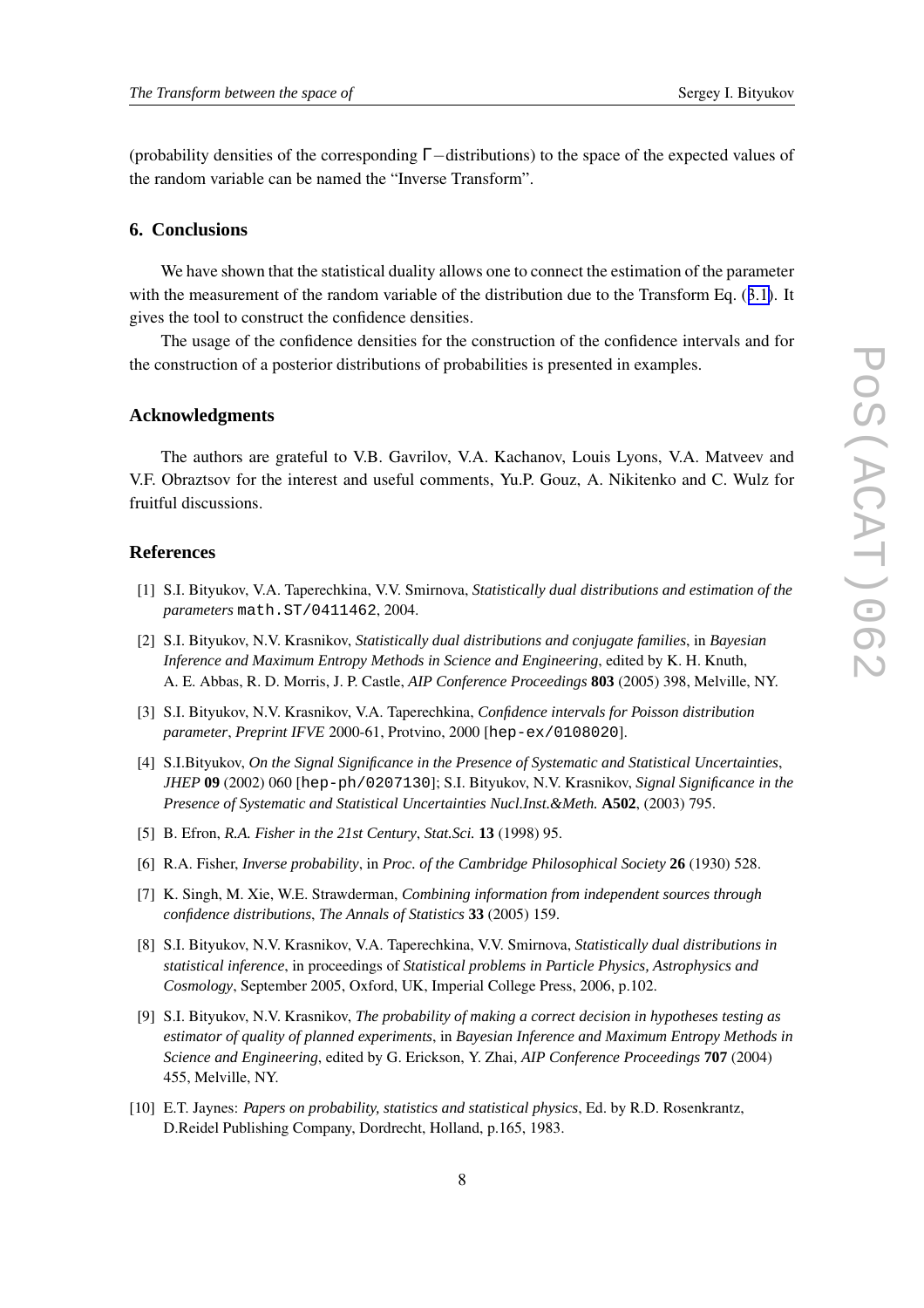(probability densities of the corresponding $\Gamma-$distributions) to the space of the expected values of the random variable can be named the "Inverse Transform".

## 6. Conclusions

We have shown that the statistical duality allows one to connect the estimation of the parameter with the measurement of the random variable of the distribution due to the Transform Eq. (3.1). It gives the tool to construct the confidence densities.

The usage of the confidence densities for the construction of the confidence intervals and for the construction of a posterior distributions of probabilities is presented in examples.

## Acknowledgments

The authors are grateful to V.B. Gavrilov, V.A. Kachanov, Louis Lyons, V.A. Matveev and V.F. Obraztsov for the interest and useful comments, Yu.P. Gouz, A. Nikitenko and C. Wulz for fruitful discussions.

## References

[1] S.I. Bityukov, V.A. Taperechkina, V.V. Smirnova, *Statistically dual distributions and estimation of the parameters* math.ST/0411462, 2004.

[2] S.I. Bityukov, N.V. Krasnikov, *Statistically dual distributions and conjugate families*, in *Bayesian Inference and Maximum Entropy Methods in Science and Engineering*, edited by K. H. Knuth, A. E. Abbas, R. D. Morris, J. P. Castle, *AIP Conference Proceedings* **803** (2005) 398, Melville, NY.

[3] S.I. Bityukov, N.V. Krasnikov, V.A. Taperechkina, *Confidence intervals for Poisson distribution parameter*, *Preprint IFVE* 2000-61, Protvino, 2000 [hep-ex/0108020].

[4] S.I.Bityukov, *On the Signal Significance in the Presence of Systematic and Statistical Uncertainties*, *JHEP* **09** (2002) 060 [hep-ph/0207130]; S.I. Bityukov, N.V. Krasnikov, *Signal Significance in the Presence of Systematic and Statistical Uncertainties Nucl.Inst.&Meth.* **A502**, (2003) 795.

[5] B. Efron, *R.A. Fisher in the 21st Century*, *Stat.Sci.* **13** (1998) 95.

[6] R.A. Fisher, *Inverse probability*, in *Proc. of the Cambridge Philosophical Society* **26** (1930) 528.

[7] K. Singh, M. Xie, W.E. Strawderman, *Combining information from independent sources through confidence distributions*, *The Annals of Statistics* **33** (2005) 159.

[8] S.I. Bityukov, N.V. Krasnikov, V.A. Taperechkina, V.V. Smirnova, *Statistically dual distributions in statistical inference*, in proceedings of *Statistical problems in Particle Physics, Astrophysics and Cosmology*, September 2005, Oxford, UK, Imperial College Press, 2006, p.102.

[9] S.I. Bityukov, N.V. Krasnikov, *The probability of making a correct decision in hypotheses testing as estimator of quality of planned experiments*, in *Bayesian Inference and Maximum Entropy Methods in Science and Engineering*, edited by G. Erickson, Y. Zhai, *AIP Conference Proceedings* **707** (2004) 455, Melville, NY.

[10] E.T. Jaynes: *Papers on probability, statistics and statistical physics*, Ed. by R.D. Rosenkrantz, D.Reidel Publishing Company, Dordrecht, Holland, p.165, 1983.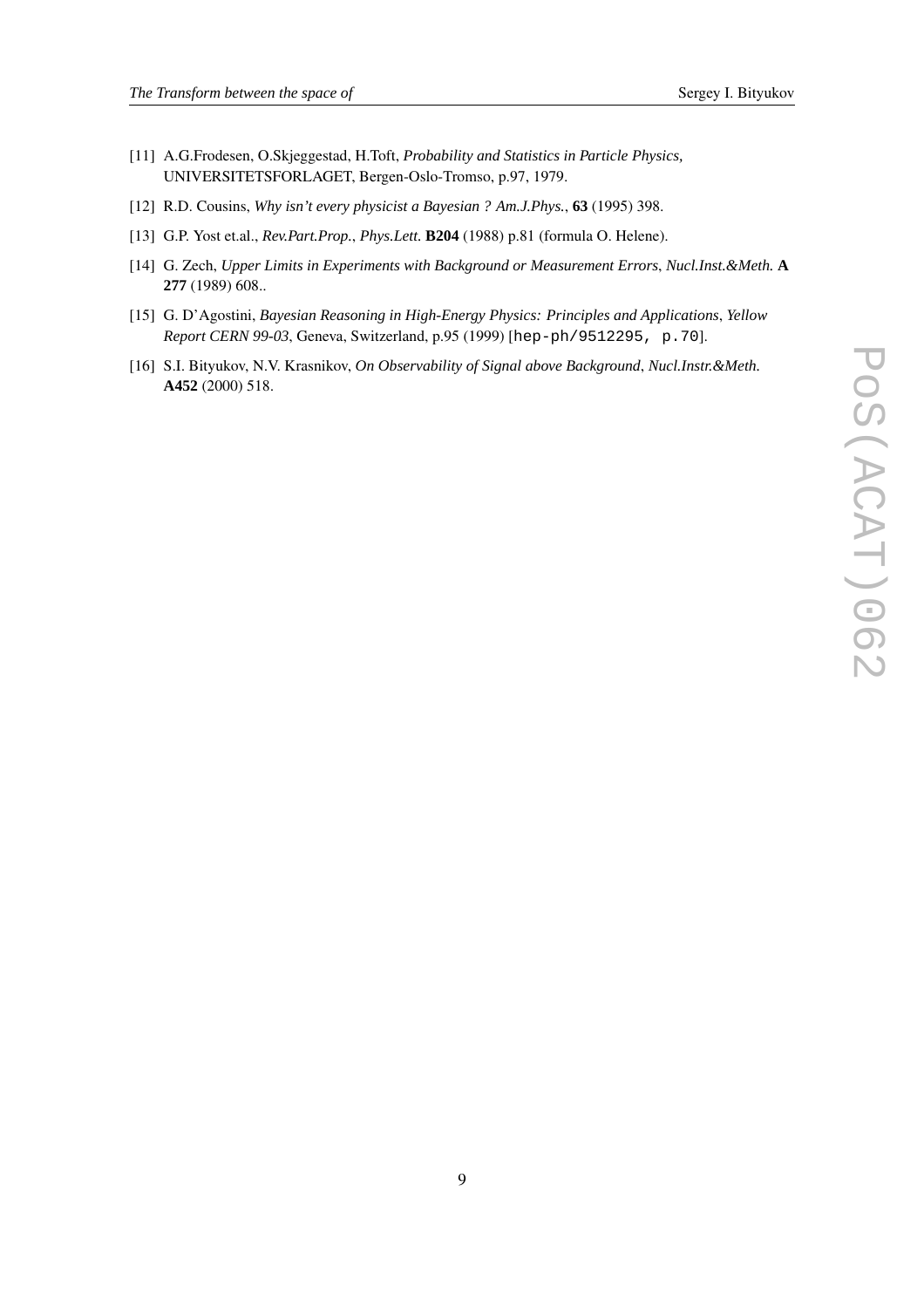[11] A.G.Frodesen, O.Skjeggestad, H.Toft, *Probability and Statistics in Particle Physics,* UNIVERSITETSFORLAGET, Bergen-Oslo-Tromso, p.97, 1979.

[12] R.D. Cousins, *Why isn't every physicist a Bayesian ? Am.J.Phys.*, **63** (1995) 398.

[13] G.P. Yost et.al., *Rev.Part.Prop.*, *Phys.Lett.* **B204** (1988) p.81 (formula O. Helene).

[14] G. Zech, *Upper Limits in Experiments with Background or Measurement Errors*, *Nucl.Inst.&Meth.* **A 277** (1989) 608..

[15] G. D'Agostini, *Bayesian Reasoning in High-Energy Physics: Principles and Applications*, *Yellow Report CERN 99-03*, Geneva, Switzerland, p.95 (1999) [hep-ph/9512295, p.70].

[16] S.I. Bityukov, N.V. Krasnikov, *On Observability of Signal above Background*, *Nucl.Instr.&Meth.* **A452** (2000) 518.